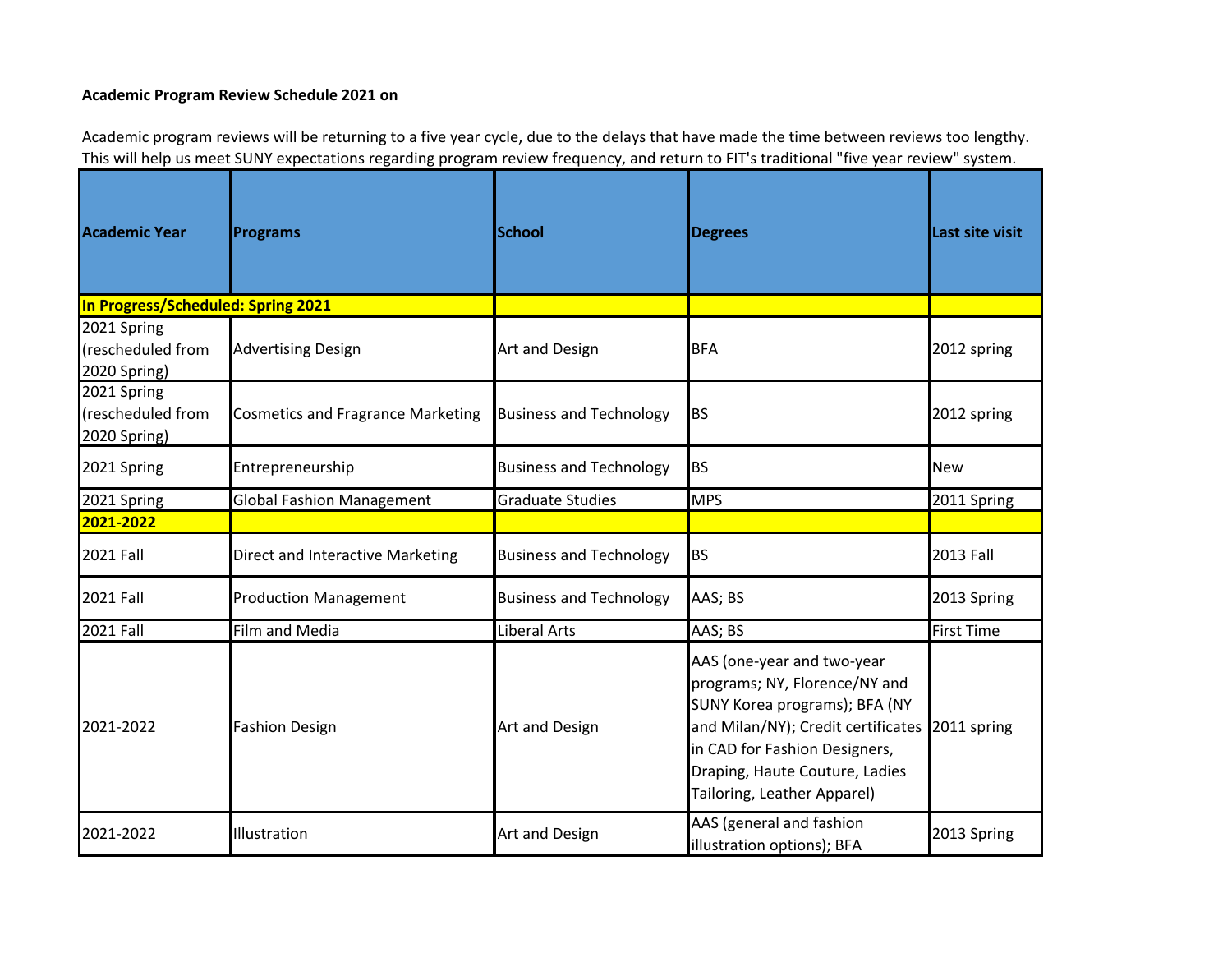**Academic Program Review Schedule 2021 on**

Academic program reviews will be returning to a five year cycle, due to the delays that have made the time between reviews too lengthy. This will help us meet SUNY expectations regarding program review frequency, and return to FIT's traditional "five year review" system.

| Academic Year | Programs | School | Degrees | Last site visit |
|---|---|---|---|---|
| **In Progress/Scheduled: Spring 2021** | | | | |
| 2021 Spring (rescheduled from 2020 Spring) | Advertising Design | Art and Design | BFA | 2012 spring |
| 2021 Spring (rescheduled from 2020 Spring) | Cosmetics and Fragrance Marketing | Business and Technology | BS | 2012 spring |
| 2021 Spring | Entrepreneurship | Business and Technology | BS | New |
| 2021 Spring | Global Fashion Management | Graduate Studies | MPS | 2011 Spring |
| **2021-2022** | | | | |
| 2021 Fall | Direct and Interactive Marketing | Business and Technology | BS | 2013 Fall |
| 2021 Fall | Production Management | Business and Technology | AAS; BS | 2013 Spring |
| 2021 Fall | Film and Media | Liberal Arts | AAS; BS | First Time |
| 2021-2022 | Fashion Design | Art and Design | AAS (one-year and two-year programs; NY, Florence/NY and SUNY Korea programs); BFA (NY and Milan/NY); Credit certificates in CAD for Fashion Designers, Draping, Haute Couture, Ladies Tailoring, Leather Apparel) | 2011 spring |
| 2021-2022 | Illustration | Art and Design | AAS (general and fashion illustration options); BFA | 2013 Spring |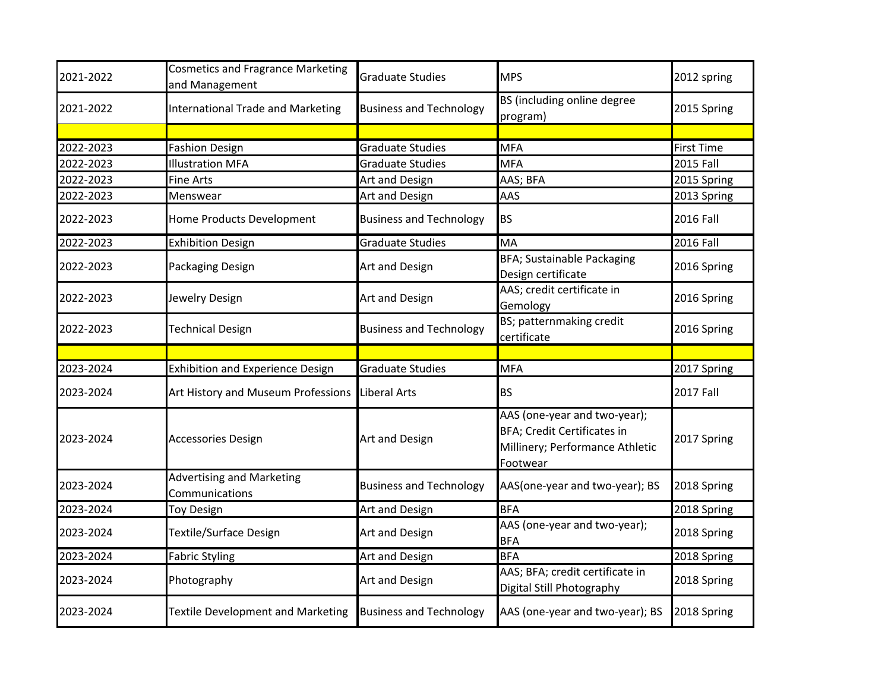| | | | | |
|---|---|---|---|---|
| 2021-2022 | Cosmetics and Fragrance Marketing and Management | Graduate Studies | MPS | 2012 spring |
| 2021-2022 | International Trade and Marketing | Business and Technology | BS (including online degree program) | 2015 Spring |
| | | | | |
| 2022-2023 | Fashion Design | Graduate Studies | MFA | First Time |
| 2022-2023 | Illustration MFA | Graduate Studies | MFA | 2015 Fall |
| 2022-2023 | Fine Arts | Art and Design | AAS; BFA | 2015 Spring |
| 2022-2023 | Menswear | Art and Design | AAS | 2013 Spring |
| 2022-2023 | Home Products Development | Business and Technology | BS | 2016 Fall |
| 2022-2023 | Exhibition Design | Graduate Studies | MA | 2016 Fall |
| 2022-2023 | Packaging Design | Art and Design | BFA; Sustainable Packaging Design certificate | 2016 Spring |
| 2022-2023 | Jewelry Design | Art and Design | AAS; credit certificate in Gemology | 2016 Spring |
| 2022-2023 | Technical Design | Business and Technology | BS; patternmaking credit certificate | 2016 Spring |
| | | | | |
| 2023-2024 | Exhibition and Experience Design | Graduate Studies | MFA | 2017 Spring |
| 2023-2024 | Art History and Museum Professions | Liberal Arts | BS | 2017 Fall |
| 2023-2024 | Accessories Design | Art and Design | AAS (one-year and two-year); BFA; Credit Certificates in Millinery; Performance Athletic Footwear | 2017 Spring |
| 2023-2024 | Advertising and Marketing Communications | Business and Technology | AAS(one-year and two-year); BS | 2018 Spring |
| 2023-2024 | Toy Design | Art and Design | BFA | 2018 Spring |
| 2023-2024 | Textile/Surface Design | Art and Design | AAS (one-year and two-year); BFA | 2018 Spring |
| 2023-2024 | Fabric Styling | Art and Design | BFA | 2018 Spring |
| 2023-2024 | Photography | Art and Design | AAS; BFA; credit certificate in Digital Still Photography | 2018 Spring |
| 2023-2024 | Textile Development and Marketing | Business and Technology | AAS (one-year and two-year); BS | 2018 Spring |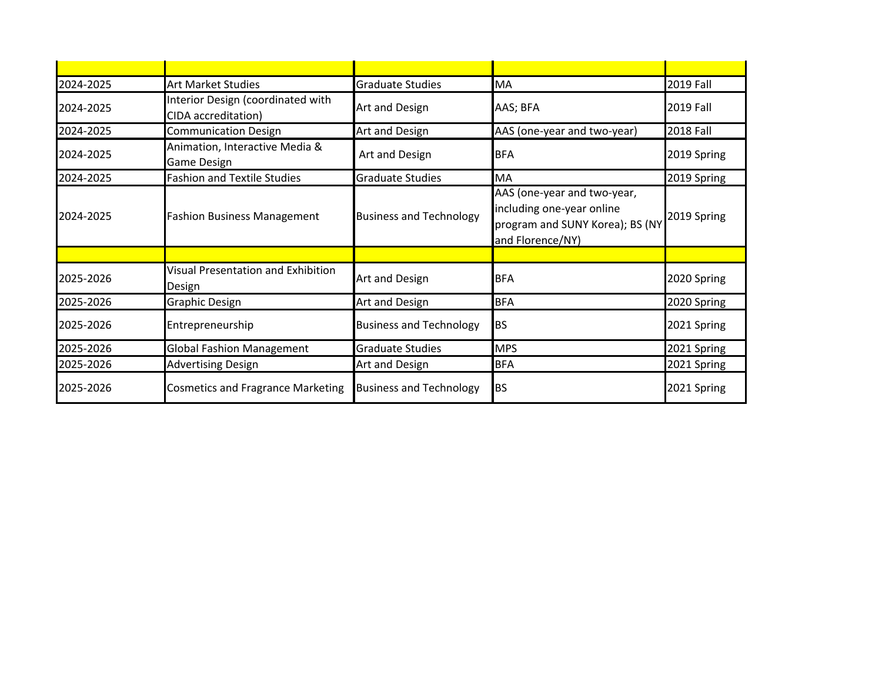| | | | | |
|---|---|---|---|---|
| | | | | |
| 2024-2025 | Art Market Studies | Graduate Studies | MA | 2019 Fall |
| 2024-2025 | Interior Design (coordinated with CIDA accreditation) | Art and Design | AAS; BFA | 2019 Fall |
| 2024-2025 | Communication Design | Art and Design | AAS (one-year and two-year) | 2018 Fall |
| 2024-2025 | Animation, Interactive Media & Game Design | Art and Design | BFA | 2019 Spring |
| 2024-2025 | Fashion and Textile Studies | Graduate Studies | MA | 2019 Spring |
| 2024-2025 | Fashion Business Management | Business and Technology | AAS (one-year and two-year, including one-year online program and SUNY Korea); BS (NY and Florence/NY) | 2019 Spring |
| | | | | |
| 2025-2026 | Visual Presentation and Exhibition Design | Art and Design | BFA | 2020 Spring |
| 2025-2026 | Graphic Design | Art and Design | BFA | 2020 Spring |
| 2025-2026 | Entrepreneurship | Business and Technology | BS | 2021 Spring |
| 2025-2026 | Global Fashion Management | Graduate Studies | MPS | 2021 Spring |
| 2025-2026 | Advertising Design | Art and Design | BFA | 2021 Spring |
| 2025-2026 | Cosmetics and Fragrance Marketing | Business and Technology | BS | 2021 Spring |